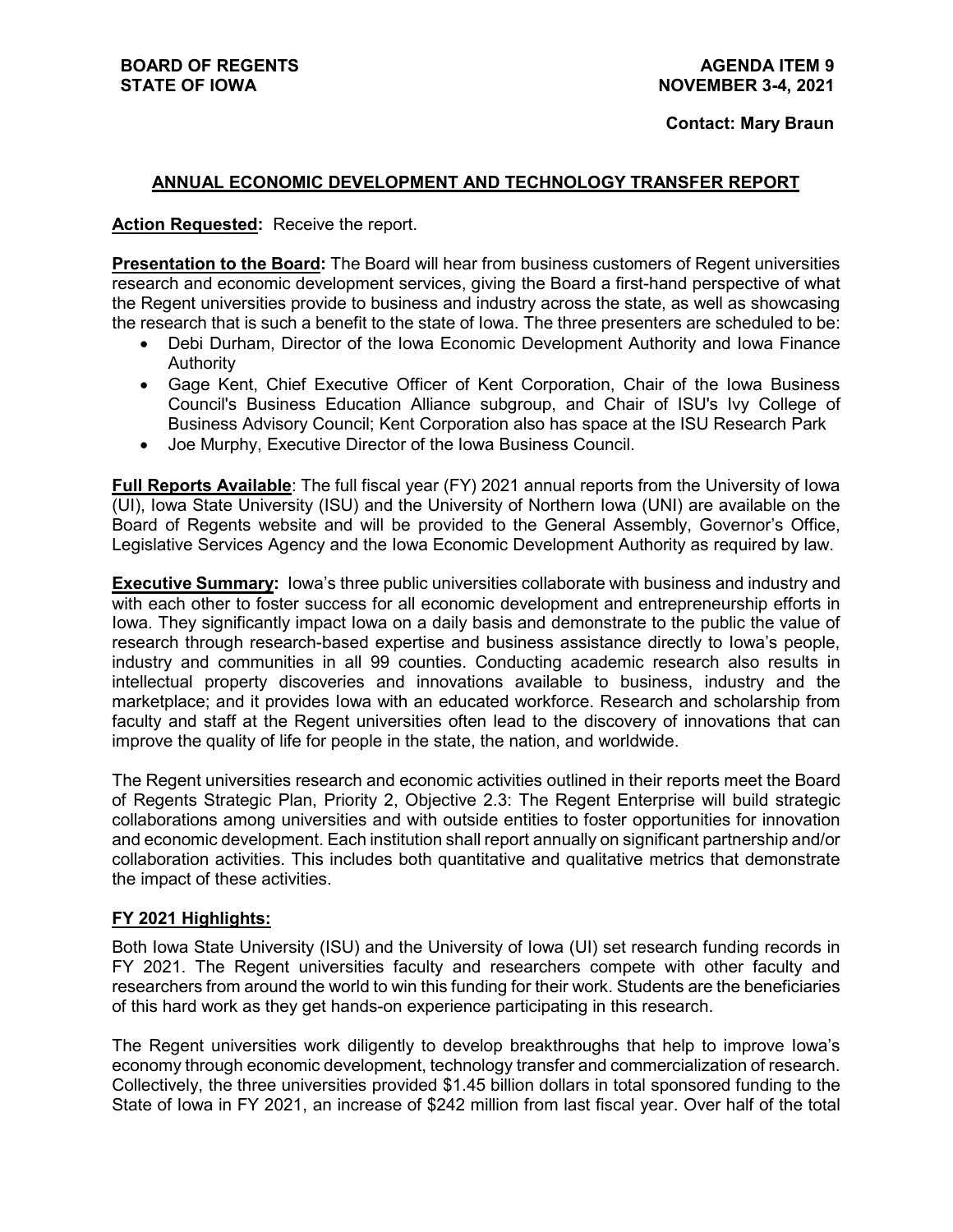**BOARD OF REGENTS**
**STATE OF IOWA**

**AGENDA ITEM 9**
**NOVEMBER 3-4, 2021**

**Contact: Mary Braun**

## ANNUAL ECONOMIC DEVELOPMENT AND TECHNOLOGY TRANSFER REPORT

**Action Requested:** Receive the report.

**Presentation to the Board:** The Board will hear from business customers of Regent universities research and economic development services, giving the Board a first-hand perspective of what the Regent universities provide to business and industry across the state, as well as showcasing the research that is such a benefit to the state of Iowa. The three presenters are scheduled to be:

- Debi Durham, Director of the Iowa Economic Development Authority and Iowa Finance Authority
- Gage Kent, Chief Executive Officer of Kent Corporation, Chair of the Iowa Business Council's Business Education Alliance subgroup, and Chair of ISU's Ivy College of Business Advisory Council; Kent Corporation also has space at the ISU Research Park
- Joe Murphy, Executive Director of the Iowa Business Council.

**Full Reports Available**: The full fiscal year (FY) 2021 annual reports from the University of Iowa (UI), Iowa State University (ISU) and the University of Northern Iowa (UNI) are available on the Board of Regents website and will be provided to the General Assembly, Governor's Office, Legislative Services Agency and the Iowa Economic Development Authority as required by law.

**Executive Summary:** Iowa's three public universities collaborate with business and industry and with each other to foster success for all economic development and entrepreneurship efforts in Iowa. They significantly impact Iowa on a daily basis and demonstrate to the public the value of research through research-based expertise and business assistance directly to Iowa's people, industry and communities in all 99 counties. Conducting academic research also results in intellectual property discoveries and innovations available to business, industry and the marketplace; and it provides Iowa with an educated workforce. Research and scholarship from faculty and staff at the Regent universities often lead to the discovery of innovations that can improve the quality of life for people in the state, the nation, and worldwide.

The Regent universities research and economic activities outlined in their reports meet the Board of Regents Strategic Plan, Priority 2, Objective 2.3: The Regent Enterprise will build strategic collaborations among universities and with outside entities to foster opportunities for innovation and economic development. Each institution shall report annually on significant partnership and/or collaboration activities. This includes both quantitative and qualitative metrics that demonstrate the impact of these activities.

### FY 2021 Highlights:

Both Iowa State University (ISU) and the University of Iowa (UI) set research funding records in FY 2021. The Regent universities faculty and researchers compete with other faculty and researchers from around the world to win this funding for their work. Students are the beneficiaries of this hard work as they get hands-on experience participating in this research.

The Regent universities work diligently to develop breakthroughs that help to improve Iowa's economy through economic development, technology transfer and commercialization of research. Collectively, the three universities provided $1.45 billion dollars in total sponsored funding to the State of Iowa in FY 2021, an increase of $242 million from last fiscal year. Over half of the total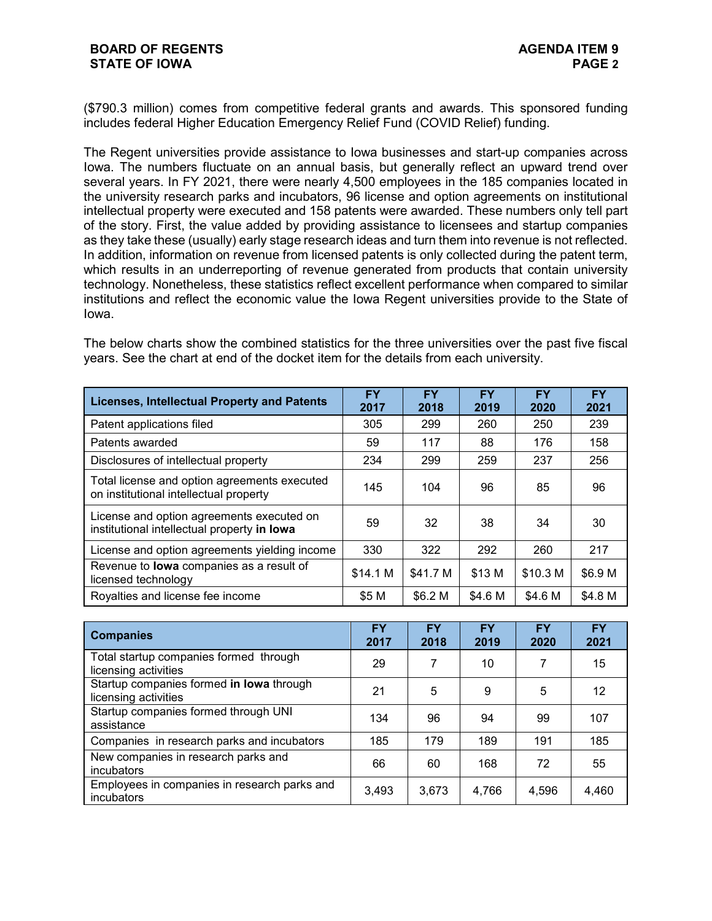($790.3 million) comes from competitive federal grants and awards. This sponsored funding includes federal Higher Education Emergency Relief Fund (COVID Relief) funding.

The Regent universities provide assistance to Iowa businesses and start-up companies across Iowa. The numbers fluctuate on an annual basis, but generally reflect an upward trend over several years. In FY 2021, there were nearly 4,500 employees in the 185 companies located in the university research parks and incubators, 96 license and option agreements on institutional intellectual property were executed and 158 patents were awarded. These numbers only tell part of the story. First, the value added by providing assistance to licensees and startup companies as they take these (usually) early stage research ideas and turn them into revenue is not reflected. In addition, information on revenue from licensed patents is only collected during the patent term, which results in an underreporting of revenue generated from products that contain university technology. Nonetheless, these statistics reflect excellent performance when compared to similar institutions and reflect the economic value the Iowa Regent universities provide to the State of Iowa.

The below charts show the combined statistics for the three universities over the past five fiscal years. See the chart at end of the docket item for the details from each university.

| Licenses, Intellectual Property and Patents | FY 2017 | FY 2018 | FY 2019 | FY 2020 | FY 2021 |
|---|---|---|---|---|---|
| Patent applications filed | 305 | 299 | 260 | 250 | 239 |
| Patents awarded | 59 | 117 | 88 | 176 | 158 |
| Disclosures of intellectual property | 234 | 299 | 259 | 237 | 256 |
| Total license and option agreements executed on institutional intellectual property | 145 | 104 | 96 | 85 | 96 |
| License and option agreements executed on institutional intellectual property **in Iowa** | 59 | 32 | 38 | 34 | 30 |
| License and option agreements yielding income | 330 | 322 | 292 | 260 | 217 |
| Revenue to **Iowa** companies as a result of licensed technology | $14.1 M | $41.7 M | $13 M | $10.3 M | $6.9 M |
| Royalties and license fee income | $5 M | $6.2 M | $4.6 M | $4.6 M | $4.8 M |

| Companies | FY 2017 | FY 2018 | FY 2019 | FY 2020 | FY 2021 |
|---|---|---|---|---|---|
| Total startup companies formed through licensing activities | 29 | 7 | 10 | 7 | 15 |
| Startup companies formed **in Iowa** through licensing activities | 21 | 5 | 9 | 5 | 12 |
| Startup companies formed through UNI assistance | 134 | 96 | 94 | 99 | 107 |
| Companies in research parks and incubators | 185 | 179 | 189 | 191 | 185 |
| New companies in research parks and incubators | 66 | 60 | 168 | 72 | 55 |
| Employees in companies in research parks and incubators | 3,493 | 3,673 | 4,766 | 4,596 | 4,460 |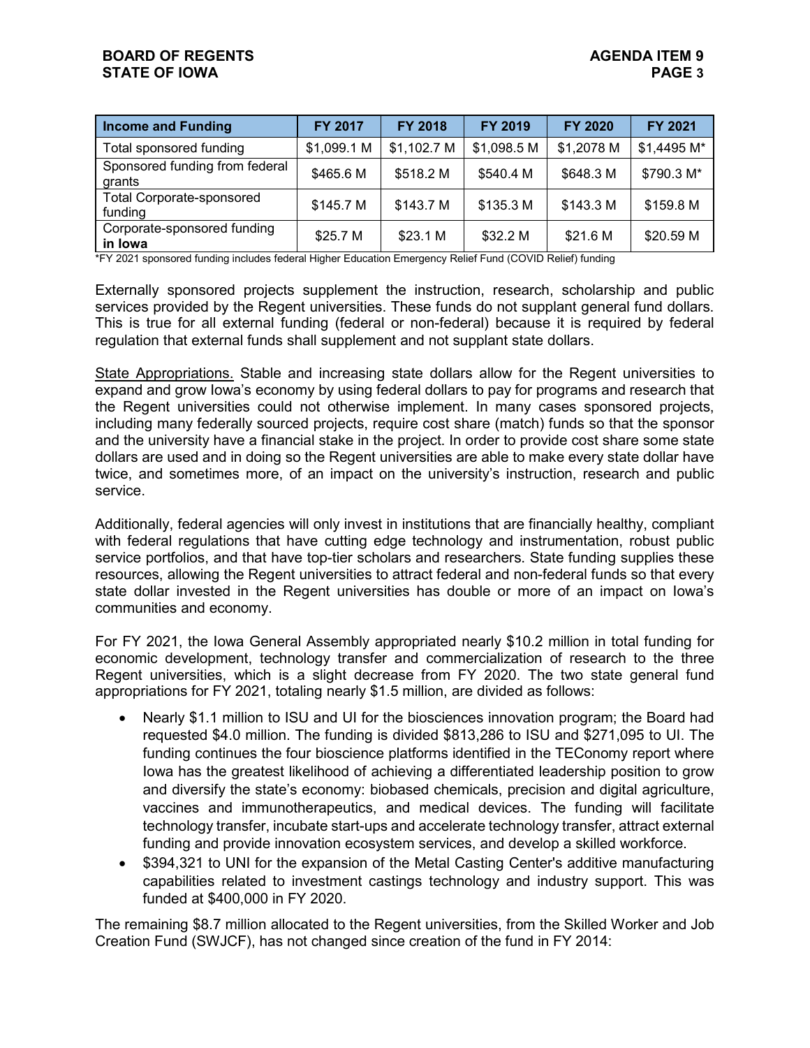| Income and Funding | FY 2017 | FY 2018 | FY 2019 | FY 2020 | FY 2021 |
|---|---|---|---|---|---|
| Total sponsored funding | $1,099.1 M | $1,102.7 M | $1,098.5 M | $1,2078 M | $1,4495 M* |
| Sponsored funding from federal grants | $465.6 M | $518.2 M | $540.4 M | $648.3 M | $790.3 M* |
| Total Corporate-sponsored funding | $145.7 M | $143.7 M | $135.3 M | $143.3 M | $159.8 M |
| Corporate-sponsored funding **in Iowa** | $25.7 M | $23.1 M | $32.2 M | $21.6 M | $20.59 M |

*FY 2021 sponsored funding includes federal Higher Education Emergency Relief Fund (COVID Relief) funding

Externally sponsored projects supplement the instruction, research, scholarship and public services provided by the Regent universities. These funds do not supplant general fund dollars. This is true for all external funding (federal or non-federal) because it is required by federal regulation that external funds shall supplement and not supplant state dollars.

State Appropriations. Stable and increasing state dollars allow for the Regent universities to expand and grow Iowa's economy by using federal dollars to pay for programs and research that the Regent universities could not otherwise implement. In many cases sponsored projects, including many federally sourced projects, require cost share (match) funds so that the sponsor and the university have a financial stake in the project. In order to provide cost share some state dollars are used and in doing so the Regent universities are able to make every state dollar have twice, and sometimes more, of an impact on the university's instruction, research and public service.

Additionally, federal agencies will only invest in institutions that are financially healthy, compliant with federal regulations that have cutting edge technology and instrumentation, robust public service portfolios, and that have top-tier scholars and researchers. State funding supplies these resources, allowing the Regent universities to attract federal and non-federal funds so that every state dollar invested in the Regent universities has double or more of an impact on Iowa's communities and economy.

For FY 2021, the Iowa General Assembly appropriated nearly $10.2 million in total funding for economic development, technology transfer and commercialization of research to the three Regent universities, which is a slight decrease from FY 2020. The two state general fund appropriations for FY 2021, totaling nearly $1.5 million, are divided as follows:

- Nearly $1.1 million to ISU and UI for the biosciences innovation program; the Board had requested $4.0 million. The funding is divided $813,286 to ISU and $271,095 to UI. The funding continues the four bioscience platforms identified in the TEConomy report where Iowa has the greatest likelihood of achieving a differentiated leadership position to grow and diversify the state's economy: biobased chemicals, precision and digital agriculture, vaccines and immunotherapeutics, and medical devices. The funding will facilitate technology transfer, incubate start-ups and accelerate technology transfer, attract external funding and provide innovation ecosystem services, and develop a skilled workforce.
- $394,321 to UNI for the expansion of the Metal Casting Center's additive manufacturing capabilities related to investment castings technology and industry support. This was funded at $400,000 in FY 2020.

The remaining $8.7 million allocated to the Regent universities, from the Skilled Worker and Job Creation Fund (SWJCF), has not changed since creation of the fund in FY 2014: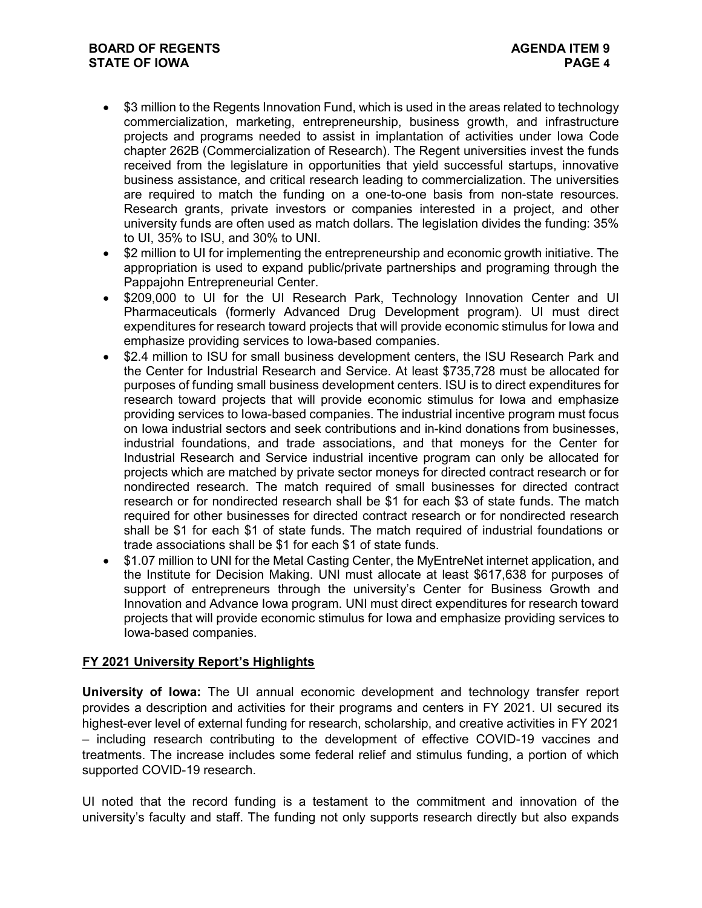- $3 million to the Regents Innovation Fund, which is used in the areas related to technology commercialization, marketing, entrepreneurship, business growth, and infrastructure projects and programs needed to assist in implantation of activities under Iowa Code chapter 262B (Commercialization of Research). The Regent universities invest the funds received from the legislature in opportunities that yield successful startups, innovative business assistance, and critical research leading to commercialization. The universities are required to match the funding on a one-to-one basis from non-state resources. Research grants, private investors or companies interested in a project, and other university funds are often used as match dollars. The legislation divides the funding: 35% to UI, 35% to ISU, and 30% to UNI.
- $2 million to UI for implementing the entrepreneurship and economic growth initiative. The appropriation is used to expand public/private partnerships and programing through the Pappajohn Entrepreneurial Center.
- $209,000 to UI for the UI Research Park, Technology Innovation Center and UI Pharmaceuticals (formerly Advanced Drug Development program). UI must direct expenditures for research toward projects that will provide economic stimulus for Iowa and emphasize providing services to Iowa-based companies.
- $2.4 million to ISU for small business development centers, the ISU Research Park and the Center for Industrial Research and Service. At least $735,728 must be allocated for purposes of funding small business development centers. ISU is to direct expenditures for research toward projects that will provide economic stimulus for Iowa and emphasize providing services to Iowa-based companies. The industrial incentive program must focus on Iowa industrial sectors and seek contributions and in-kind donations from businesses, industrial foundations, and trade associations, and that moneys for the Center for Industrial Research and Service industrial incentive program can only be allocated for projects which are matched by private sector moneys for directed contract research or for nondirected research. The match required of small businesses for directed contract research or for nondirected research shall be $1 for each $3 of state funds. The match required for other businesses for directed contract research or for nondirected research shall be $1 for each $1 of state funds. The match required of industrial foundations or trade associations shall be $1 for each $1 of state funds.
- $1.07 million to UNI for the Metal Casting Center, the MyEntreNet internet application, and the Institute for Decision Making. UNI must allocate at least $617,638 for purposes of support of entrepreneurs through the university's Center for Business Growth and Innovation and Advance Iowa program. UNI must direct expenditures for research toward projects that will provide economic stimulus for Iowa and emphasize providing services to Iowa-based companies.

**FY 2021 University Report's Highlights**

**University of Iowa:** The UI annual economic development and technology transfer report provides a description and activities for their programs and centers in FY 2021. UI secured its highest-ever level of external funding for research, scholarship, and creative activities in FY 2021 – including research contributing to the development of effective COVID-19 vaccines and treatments. The increase includes some federal relief and stimulus funding, a portion of which supported COVID-19 research.

UI noted that the record funding is a testament to the commitment and innovation of the university's faculty and staff. The funding not only supports research directly but also expands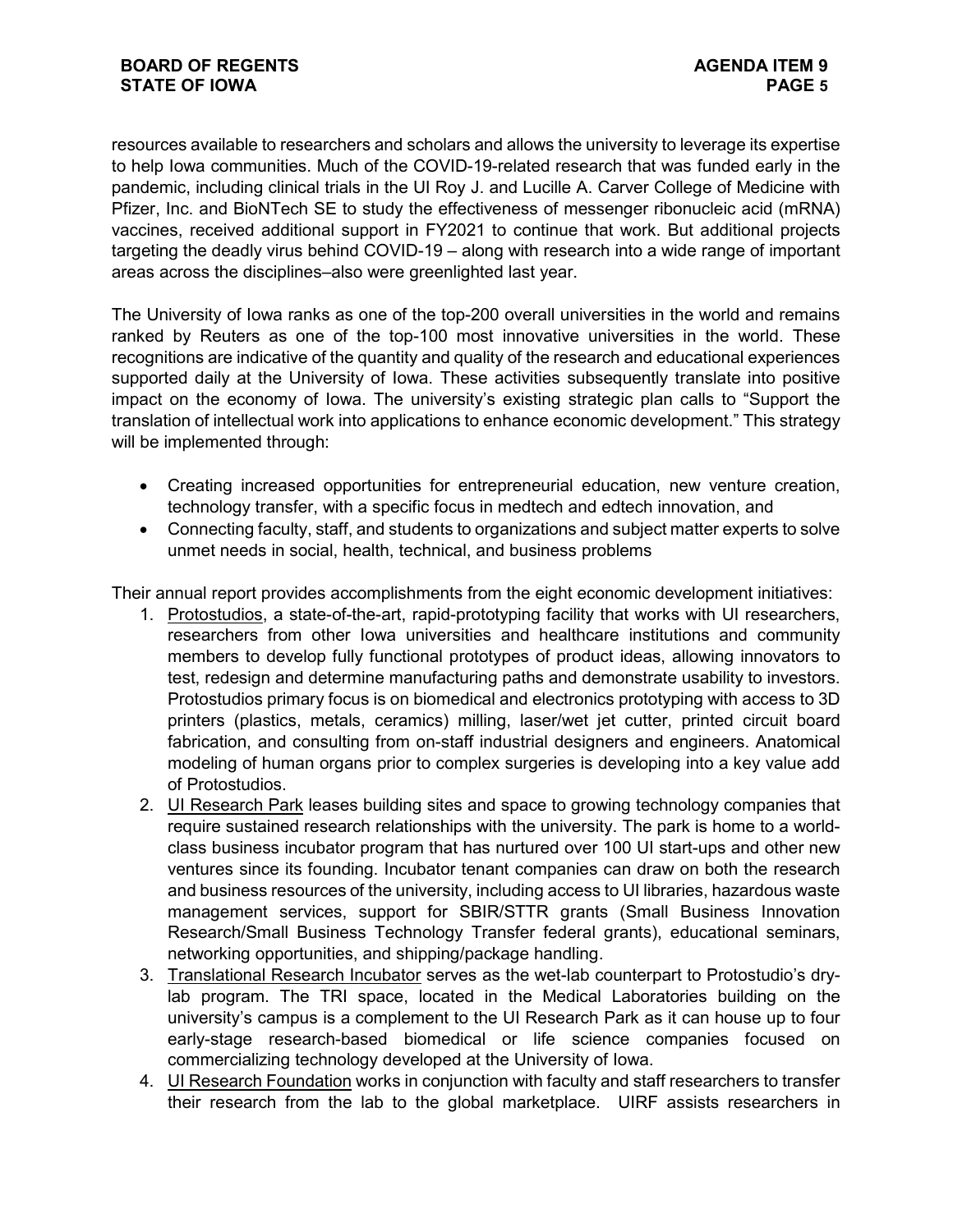resources available to researchers and scholars and allows the university to leverage its expertise to help Iowa communities. Much of the COVID-19-related research that was funded early in the pandemic, including clinical trials in the UI Roy J. and Lucille A. Carver College of Medicine with Pfizer, Inc. and BioNTech SE to study the effectiveness of messenger ribonucleic acid (mRNA) vaccines, received additional support in FY2021 to continue that work. But additional projects targeting the deadly virus behind COVID-19 – along with research into a wide range of important areas across the disciplines–also were greenlighted last year.

The University of Iowa ranks as one of the top-200 overall universities in the world and remains ranked by Reuters as one of the top-100 most innovative universities in the world. These recognitions are indicative of the quantity and quality of the research and educational experiences supported daily at the University of Iowa. These activities subsequently translate into positive impact on the economy of Iowa. The university's existing strategic plan calls to "Support the translation of intellectual work into applications to enhance economic development." This strategy will be implemented through:

- Creating increased opportunities for entrepreneurial education, new venture creation, technology transfer, with a specific focus in medtech and edtech innovation, and
- Connecting faculty, staff, and students to organizations and subject matter experts to solve unmet needs in social, health, technical, and business problems

Their annual report provides accomplishments from the eight economic development initiatives:

1. Protostudios, a state-of-the-art, rapid-prototyping facility that works with UI researchers, researchers from other Iowa universities and healthcare institutions and community members to develop fully functional prototypes of product ideas, allowing innovators to test, redesign and determine manufacturing paths and demonstrate usability to investors. Protostudios primary focus is on biomedical and electronics prototyping with access to 3D printers (plastics, metals, ceramics) milling, laser/wet jet cutter, printed circuit board fabrication, and consulting from on-staff industrial designers and engineers. Anatomical modeling of human organs prior to complex surgeries is developing into a key value add of Protostudios.
2. UI Research Park leases building sites and space to growing technology companies that require sustained research relationships with the university. The park is home to a world-class business incubator program that has nurtured over 100 UI start-ups and other new ventures since its founding. Incubator tenant companies can draw on both the research and business resources of the university, including access to UI libraries, hazardous waste management services, support for SBIR/STTR grants (Small Business Innovation Research/Small Business Technology Transfer federal grants), educational seminars, networking opportunities, and shipping/package handling.
3. Translational Research Incubator serves as the wet-lab counterpart to Protostudio's dry-lab program. The TRI space, located in the Medical Laboratories building on the university's campus is a complement to the UI Research Park as it can house up to four early-stage research-based biomedical or life science companies focused on commercializing technology developed at the University of Iowa.
4. UI Research Foundation works in conjunction with faculty and staff researchers to transfer their research from the lab to the global marketplace. UIRF assists researchers in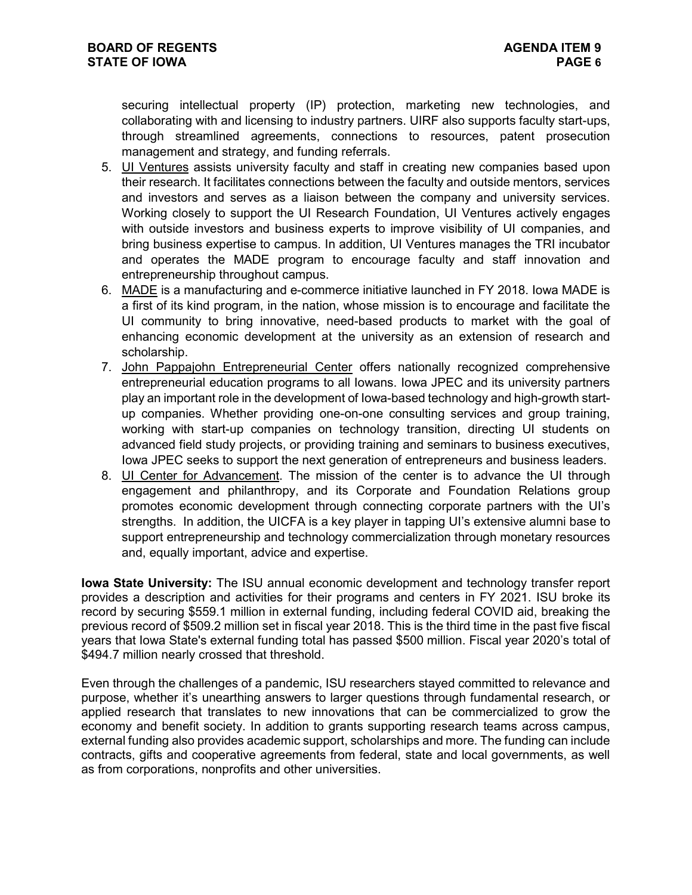securing intellectual property (IP) protection, marketing new technologies, and collaborating with and licensing to industry partners. UIRF also supports faculty start-ups, through streamlined agreements, connections to resources, patent prosecution management and strategy, and funding referrals.

5. UI Ventures assists university faculty and staff in creating new companies based upon their research. It facilitates connections between the faculty and outside mentors, services and investors and serves as a liaison between the company and university services. Working closely to support the UI Research Foundation, UI Ventures actively engages with outside investors and business experts to improve visibility of UI companies, and bring business expertise to campus. In addition, UI Ventures manages the TRI incubator and operates the MADE program to encourage faculty and staff innovation and entrepreneurship throughout campus.
6. MADE is a manufacturing and e-commerce initiative launched in FY 2018. Iowa MADE is a first of its kind program, in the nation, whose mission is to encourage and facilitate the UI community to bring innovative, need-based products to market with the goal of enhancing economic development at the university as an extension of research and scholarship.
7. John Pappajohn Entrepreneurial Center offers nationally recognized comprehensive entrepreneurial education programs to all Iowans. Iowa JPEC and its university partners play an important role in the development of Iowa-based technology and high-growth start-up companies. Whether providing one-on-one consulting services and group training, working with start-up companies on technology transition, directing UI students on advanced field study projects, or providing training and seminars to business executives, Iowa JPEC seeks to support the next generation of entrepreneurs and business leaders.
8. UI Center for Advancement. The mission of the center is to advance the UI through engagement and philanthropy, and its Corporate and Foundation Relations group promotes economic development through connecting corporate partners with the UI's strengths. In addition, the UICFA is a key player in tapping UI's extensive alumni base to support entrepreneurship and technology commercialization through monetary resources and, equally important, advice and expertise.

**Iowa State University:** The ISU annual economic development and technology transfer report provides a description and activities for their programs and centers in FY 2021. ISU broke its record by securing $559.1 million in external funding, including federal COVID aid, breaking the previous record of $509.2 million set in fiscal year 2018. This is the third time in the past five fiscal years that Iowa State's external funding total has passed $500 million. Fiscal year 2020's total of $494.7 million nearly crossed that threshold.

Even through the challenges of a pandemic, ISU researchers stayed committed to relevance and purpose, whether it's unearthing answers to larger questions through fundamental research, or applied research that translates to new innovations that can be commercialized to grow the economy and benefit society. In addition to grants supporting research teams across campus, external funding also provides academic support, scholarships and more. The funding can include contracts, gifts and cooperative agreements from federal, state and local governments, as well as from corporations, nonprofits and other universities.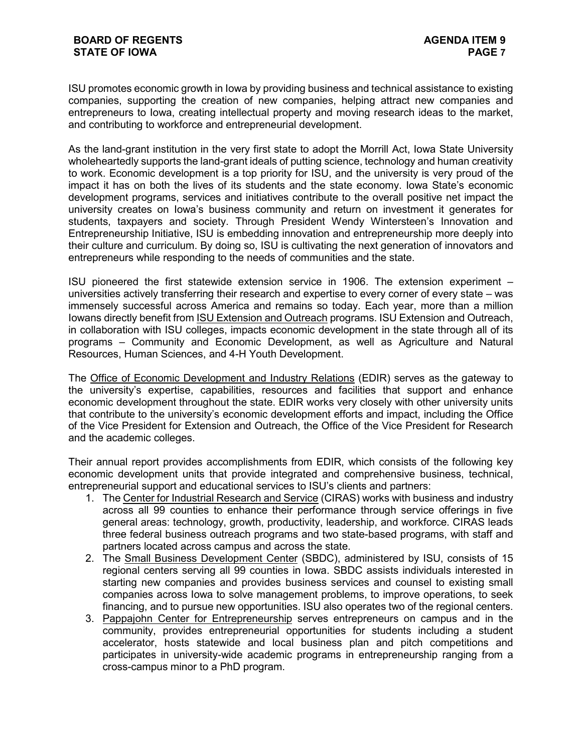ISU promotes economic growth in Iowa by providing business and technical assistance to existing companies, supporting the creation of new companies, helping attract new companies and entrepreneurs to Iowa, creating intellectual property and moving research ideas to the market, and contributing to workforce and entrepreneurial development.

As the land-grant institution in the very first state to adopt the Morrill Act, Iowa State University wholeheartedly supports the land-grant ideals of putting science, technology and human creativity to work. Economic development is a top priority for ISU, and the university is very proud of the impact it has on both the lives of its students and the state economy. Iowa State's economic development programs, services and initiatives contribute to the overall positive net impact the university creates on Iowa's business community and return on investment it generates for students, taxpayers and society. Through President Wendy Wintersteen's Innovation and Entrepreneurship Initiative, ISU is embedding innovation and entrepreneurship more deeply into their culture and curriculum. By doing so, ISU is cultivating the next generation of innovators and entrepreneurs while responding to the needs of communities and the state.

ISU pioneered the first statewide extension service in 1906. The extension experiment – universities actively transferring their research and expertise to every corner of every state – was immensely successful across America and remains so today. Each year, more than a million Iowans directly benefit from ISU Extension and Outreach programs. ISU Extension and Outreach, in collaboration with ISU colleges, impacts economic development in the state through all of its programs – Community and Economic Development, as well as Agriculture and Natural Resources, Human Sciences, and 4-H Youth Development.

The Office of Economic Development and Industry Relations (EDIR) serves as the gateway to the university's expertise, capabilities, resources and facilities that support and enhance economic development throughout the state. EDIR works very closely with other university units that contribute to the university's economic development efforts and impact, including the Office of the Vice President for Extension and Outreach, the Office of the Vice President for Research and the academic colleges.

Their annual report provides accomplishments from EDIR, which consists of the following key economic development units that provide integrated and comprehensive business, technical, entrepreneurial support and educational services to ISU's clients and partners:

1. The Center for Industrial Research and Service (CIRAS) works with business and industry across all 99 counties to enhance their performance through service offerings in five general areas: technology, growth, productivity, leadership, and workforce. CIRAS leads three federal business outreach programs and two state-based programs, with staff and partners located across campus and across the state.
2. The Small Business Development Center (SBDC), administered by ISU, consists of 15 regional centers serving all 99 counties in Iowa. SBDC assists individuals interested in starting new companies and provides business services and counsel to existing small companies across Iowa to solve management problems, to improve operations, to seek financing, and to pursue new opportunities. ISU also operates two of the regional centers.
3. Pappajohn Center for Entrepreneurship serves entrepreneurs on campus and in the community, provides entrepreneurial opportunities for students including a student accelerator, hosts statewide and local business plan and pitch competitions and participates in university-wide academic programs in entrepreneurship ranging from a cross-campus minor to a PhD program.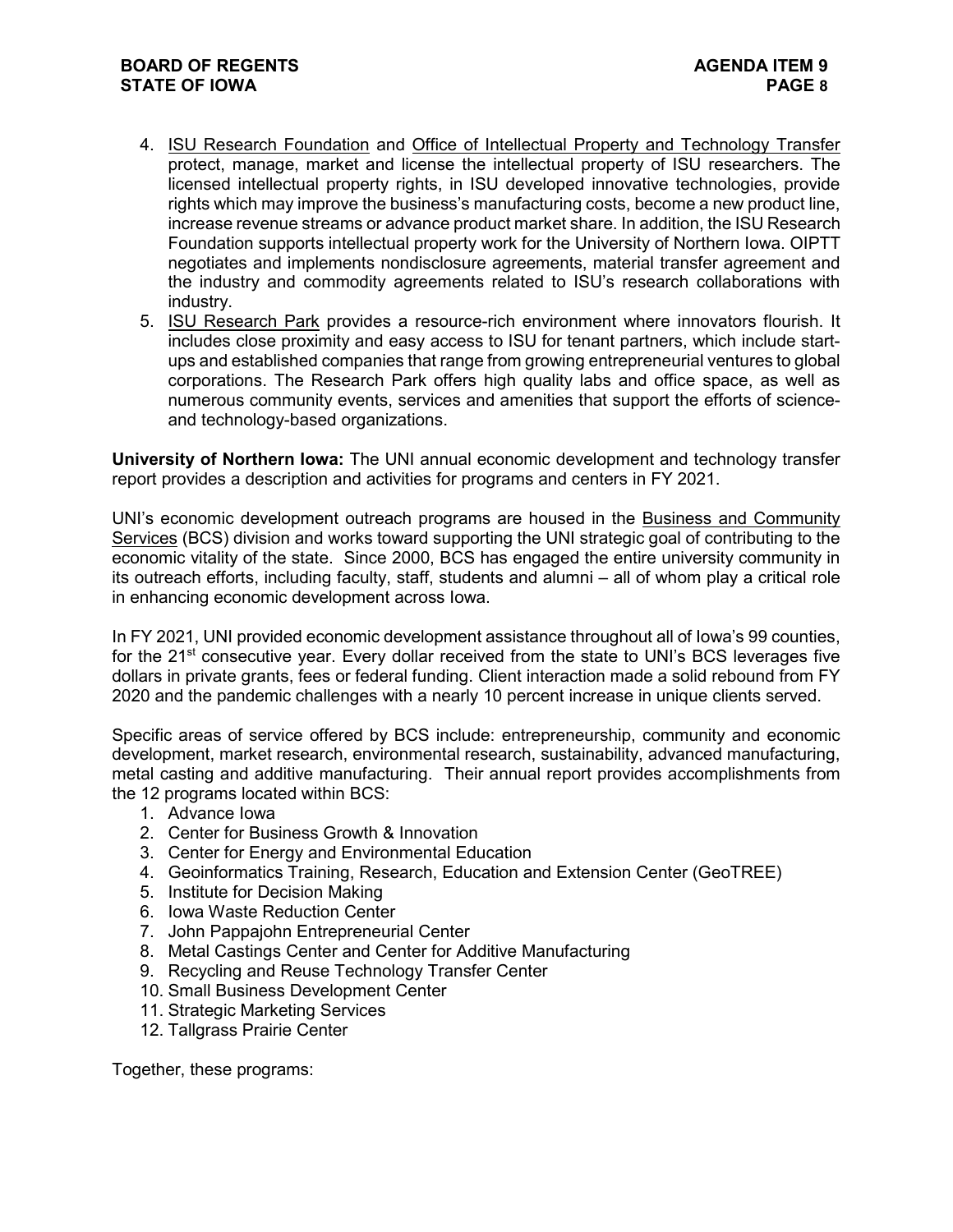4. ISU Research Foundation and Office of Intellectual Property and Technology Transfer protect, manage, market and license the intellectual property of ISU researchers. The licensed intellectual property rights, in ISU developed innovative technologies, provide rights which may improve the business's manufacturing costs, become a new product line, increase revenue streams or advance product market share. In addition, the ISU Research Foundation supports intellectual property work for the University of Northern Iowa. OIPTT negotiates and implements nondisclosure agreements, material transfer agreement and the industry and commodity agreements related to ISU's research collaborations with industry.
5. ISU Research Park provides a resource-rich environment where innovators flourish. It includes close proximity and easy access to ISU for tenant partners, which include start-ups and established companies that range from growing entrepreneurial ventures to global corporations. The Research Park offers high quality labs and office space, as well as numerous community events, services and amenities that support the efforts of science- and technology-based organizations.

**University of Northern Iowa:** The UNI annual economic development and technology transfer report provides a description and activities for programs and centers in FY 2021.

UNI's economic development outreach programs are housed in the Business and Community Services (BCS) division and works toward supporting the UNI strategic goal of contributing to the economic vitality of the state. Since 2000, BCS has engaged the entire university community in its outreach efforts, including faculty, staff, students and alumni – all of whom play a critical role in enhancing economic development across Iowa.

In FY 2021, UNI provided economic development assistance throughout all of Iowa's 99 counties, for the 21st consecutive year. Every dollar received from the state to UNI's BCS leverages five dollars in private grants, fees or federal funding. Client interaction made a solid rebound from FY 2020 and the pandemic challenges with a nearly 10 percent increase in unique clients served.

Specific areas of service offered by BCS include: entrepreneurship, community and economic development, market research, environmental research, sustainability, advanced manufacturing, metal casting and additive manufacturing. Their annual report provides accomplishments from the 12 programs located within BCS:

1. Advance Iowa
2. Center for Business Growth & Innovation
3. Center for Energy and Environmental Education
4. Geoinformatics Training, Research, Education and Extension Center (GeoTREE)
5. Institute for Decision Making
6. Iowa Waste Reduction Center
7. John Pappajohn Entrepreneurial Center
8. Metal Castings Center and Center for Additive Manufacturing
9. Recycling and Reuse Technology Transfer Center
10. Small Business Development Center
11. Strategic Marketing Services
12. Tallgrass Prairie Center

Together, these programs: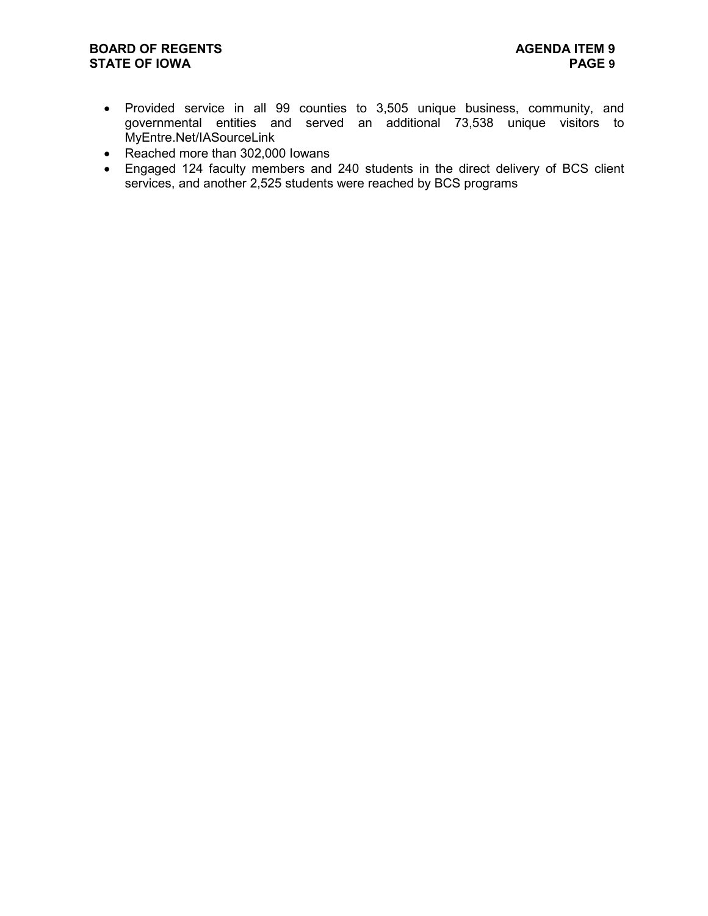- Provided service in all 99 counties to 3,505 unique business, community, and governmental entities and served an additional 73,538 unique visitors to MyEntre.Net/IASourceLink
- Reached more than 302,000 Iowans
- Engaged 124 faculty members and 240 students in the direct delivery of BCS client services, and another 2,525 students were reached by BCS programs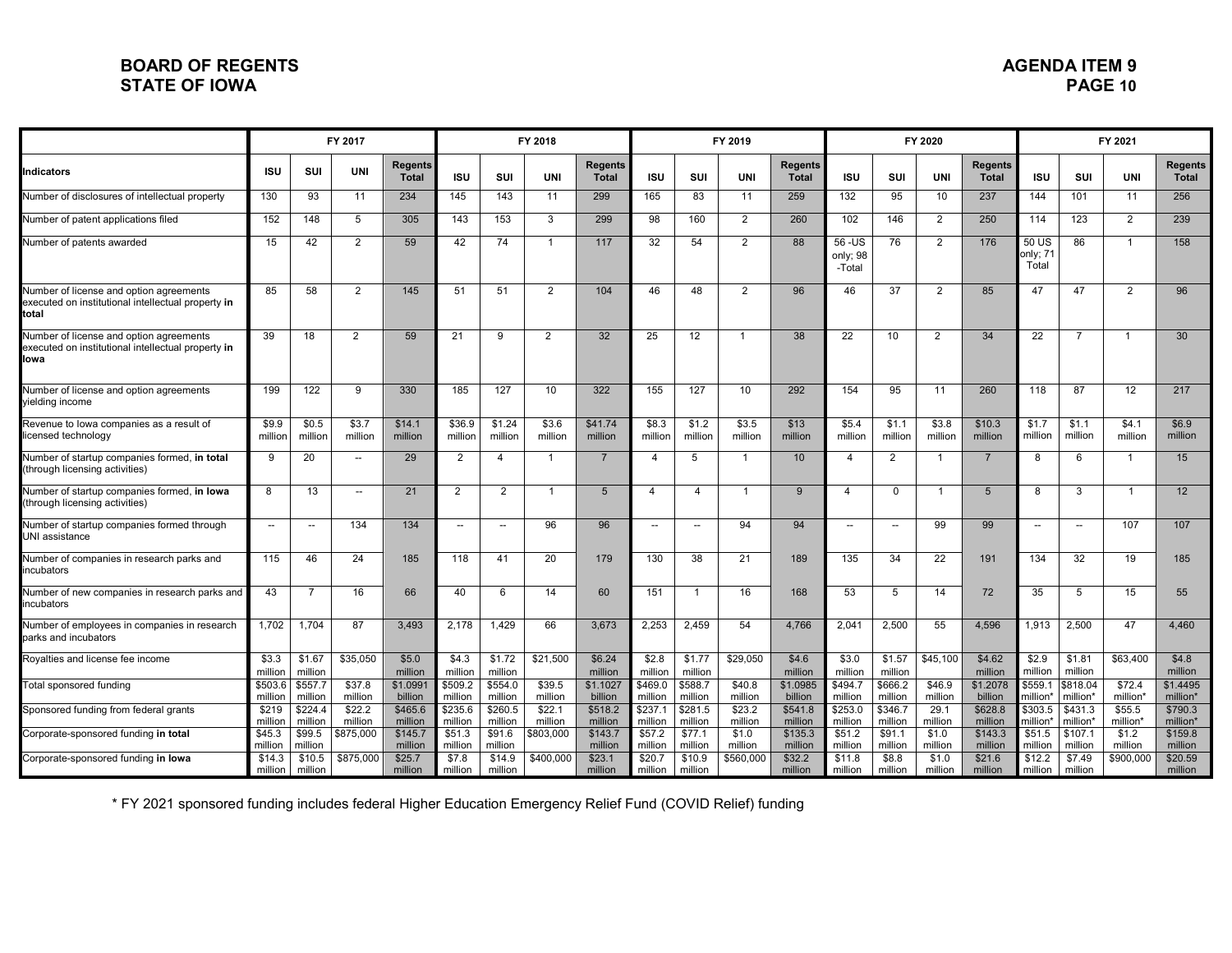| | FY 2017 | | | | FY 2018 | | | | FY 2019 | | | | FY 2020 | | | | FY 2021 | | | |
|---|---|---|---|---|---|---|---|---|---|---|---|---|---|---|---|---|---|---|---|---|
| **Indicators** | **ISU** | **SUI** | **UNI** | **Regents Total** | **ISU** | **SUI** | **UNI** | **Regents Total** | **ISU** | **SUI** | **UNI** | **Regents Total** | **ISU** | **SUI** | **UNI** | **Regents Total** | **ISU** | **SUI** | **UNI** | **Regents Total** |
| Number of disclosures of intellectual property | 130 | 93 | 11 | 234 | 145 | 143 | 11 | 299 | 165 | 83 | 11 | 259 | 132 | 95 | 10 | 237 | 144 | 101 | 11 | 256 |
| Number of patent applications filed | 152 | 148 | 5 | 305 | 143 | 153 | 3 | 299 | 98 | 160 | 2 | 260 | 102 | 146 | 2 | 250 | 114 | 123 | 2 | 239 |
| Number of patents awarded | 15 | 42 | 2 | 59 | 42 | 74 | 1 | 117 | 32 | 54 | 2 | 88 | 56 -US only; 98 -Total | 76 | 2 | 176 | 50 US only; 71 Total | 86 | 1 | 158 |
| Number of license and option agreements executed on institutional intellectual property **in total** | 85 | 58 | 2 | 145 | 51 | 51 | 2 | 104 | 46 | 48 | 2 | 96 | 46 | 37 | 2 | 85 | 47 | 47 | 2 | 96 |
| Number of license and option agreements executed on institutional intellectual property **in Iowa** | 39 | 18 | 2 | 59 | 21 | 9 | 2 | 32 | 25 | 12 | 1 | 38 | 22 | 10 | 2 | 34 | 22 | 7 | 1 | 30 |
| Number of license and option agreements yielding income | 199 | 122 | 9 | 330 | 185 | 127 | 10 | 322 | 155 | 127 | 10 | 292 | 154 | 95 | 11 | 260 | 118 | 87 | 12 | 217 |
| Revenue to Iowa companies as a result of licensed technology | $9.9 million | $0.5 million | $3.7 million | $14.1 million | $36.9 million | $1.24 million | $3.6 million | $41.74 million | $8.3 million | $1.2 million | $3.5 million | $13 million | $5.4 million | $1.1 million | $3.8 million | $10.3 million | $1.7 million | $1.1 million | $4.1 million | $6.9 million |
| Number of startup companies formed, **in total** (through licensing activities) | 9 | 20 | -- | 29 | 2 | 4 | 1 | 7 | 4 | 5 | 1 | 10 | 4 | 2 | 1 | 7 | 8 | 6 | 1 | 15 |
| Number of startup companies formed, **in Iowa** (through licensing activities) | 8 | 13 | -- | 21 | 2 | 2 | 1 | 5 | 4 | 4 | 1 | 9 | 4 | 0 | 1 | 5 | 8 | 3 | 1 | 12 |
| Number of startup companies formed through UNI assistance | -- | -- | 134 | 134 | -- | -- | 96 | 96 | -- | -- | 94 | 94 | -- | -- | 99 | 99 | -- | -- | 107 | 107 |
| Number of companies in research parks and incubators | 115 | 46 | 24 | 185 | 118 | 41 | 20 | 179 | 130 | 38 | 21 | 189 | 135 | 34 | 22 | 191 | 134 | 32 | 19 | 185 |
| Number of new companies in research parks and incubators | 43 | 7 | 16 | 66 | 40 | 6 | 14 | 60 | 151 | 1 | 16 | 168 | 53 | 5 | 14 | 72 | 35 | 5 | 15 | 55 |
| Number of employees in companies in research parks and incubators | 1,702 | 1,704 | 87 | 3,493 | 2,178 | 1,429 | 66 | 3,673 | 2,253 | 2,459 | 54 | 4,766 | 2,041 | 2,500 | 55 | 4,596 | 1,913 | 2,500 | 47 | 4,460 |
| Royalties and license fee income | $3.3 million | $1.67 million | $35,050 | $5.0 million | $4.3 million | $1.72 million | $21,500 | $6.24 million | $2.8 million | $1.77 million | $29,050 | $4.6 million | $3.0 million | $1.57 million | $45,100 | $4.62 million | $2.9 million | $1.81 million | $63,400 | $4.8 million |
| Total sponsored funding | $503.6 million | $557.7 million | $37.8 million | $1.0991 billion | $509.2 million | $554.0 million | $39.5 million | $1.1027 billion | $469.0 million | $588.7 million | $40.8 million | $1.0985 billion | $494.7 million | $666.2 million | $46.9 million | $1.2078 billion | $559.1 million* | $818.04 million* | $72.4 million* | $1.4495 million* |
| Sponsored funding from federal grants | $219 million | $224.4 million | $22.2 million | $465.6 million | $235.6 million | $260.5 million | $22.1 million | $518.2 million | $237.1 million | $281.5 million | $23.2 million | $541.8 million | $253.0 million | $346.7 million | 29.1 million | $628.8 million | $303.5 million* | $431.3 million* | $55.5 million* | $790.3 million* |
| Corporate-sponsored funding **in total** | $45.3 million | $99.5 million | $875,000 | $145.7 million | $51.3 million | $91.6 million | $803,000 | $143.7 million | $57.2 million | $77.1 million | $1.0 million | $135.3 million | $51.2 million | $91.1 million | $1.0 million | $143.3 million | $51.5 million | $107.1 million | $1.2 million | $159.8 million |
| Corporate-sponsored funding **in Iowa** | $14.3 million | $10.5 million | $875,000 | $25.7 million | $7.8 million | $14.9 million | $400,000 | $23.1 million | $20.7 million | $10.9 million | $560,000 | $32.2 million | $11.8 million | $8.8 million | $1.0 million | $21.6 million | $12.2 million | $7.49 million | $900,000 | $20.59 million |

* FY 2021 sponsored funding includes federal Higher Education Emergency Relief Fund (COVID Relief) funding